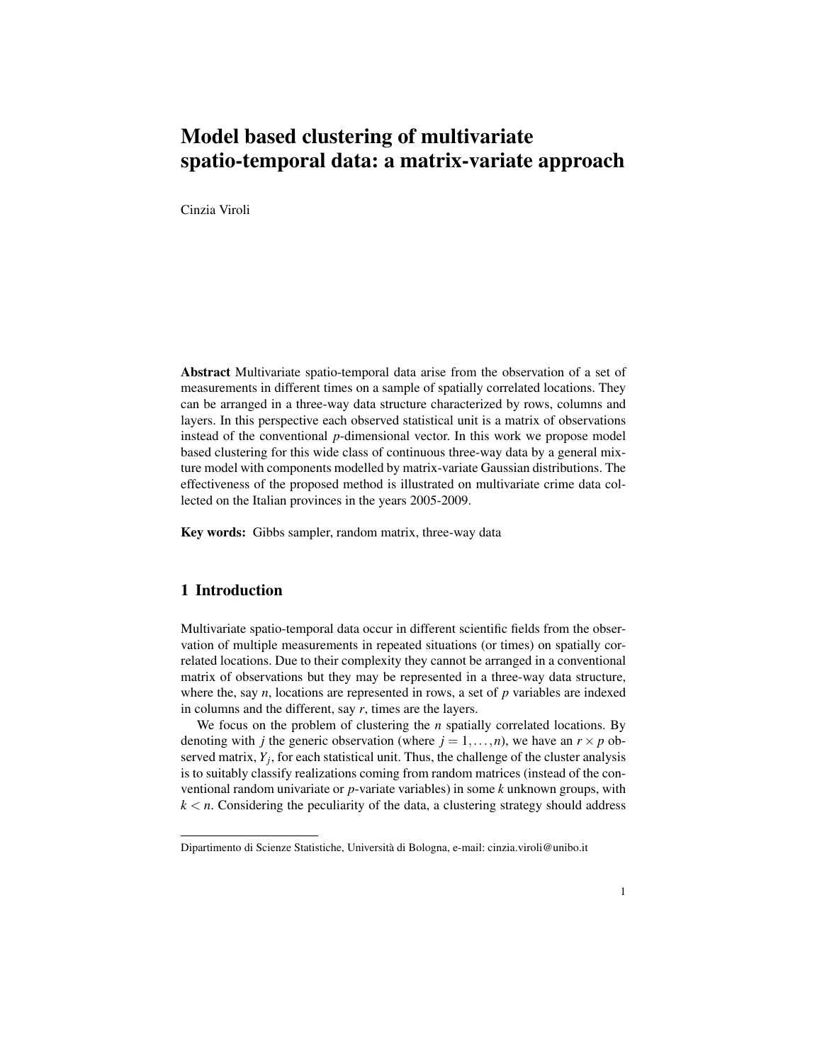# Model based clustering of multivariate spatio-temporal data: a matrix-variate approach

Cinzia Viroli

**Abstract** Multivariate spatio-temporal data arise from the observation of a set of measurements in different times on a sample of spatially correlated locations. They can be arranged in a three-way data structure characterized by rows, columns and layers. In this perspective each observed statistical unit is a matrix of observations instead of the conventional $p$-dimensional vector. In this work we propose model based clustering for this wide class of continuous three-way data by a general mixture model with components modelled by matrix-variate Gaussian distributions. The effectiveness of the proposed method is illustrated on multivariate crime data collected on the Italian provinces in the years 2005-2009.

**Key words:** Gibbs sampler, random matrix, three-way data

## 1 Introduction

Multivariate spatio-temporal data occur in different scientific fields from the observation of multiple measurements in repeated situations (or times) on spatially correlated locations. Due to their complexity they cannot be arranged in a conventional matrix of observations but they may be represented in a three-way data structure, where the, say $n$, locations are represented in rows, a set of $p$ variables are indexed in columns and the different, say $r$, times are the layers.

We focus on the problem of clustering the $n$ spatially correlated locations. By denoting with $j$ the generic observation (where $j = 1, \ldots, n$), we have an $r \times p$ observed matrix, $Y_j$, for each statistical unit. Thus, the challenge of the cluster analysis is to suitably classify realizations coming from random matrices (instead of the conventional random univariate or $p$-variate variables) in some $k$ unknown groups, with $k < n$. Considering the peculiarity of the data, a clustering strategy should address

---

Dipartimento di Scienze Statistiche, Università di Bologna, e-mail: cinzia.viroli@unibo.it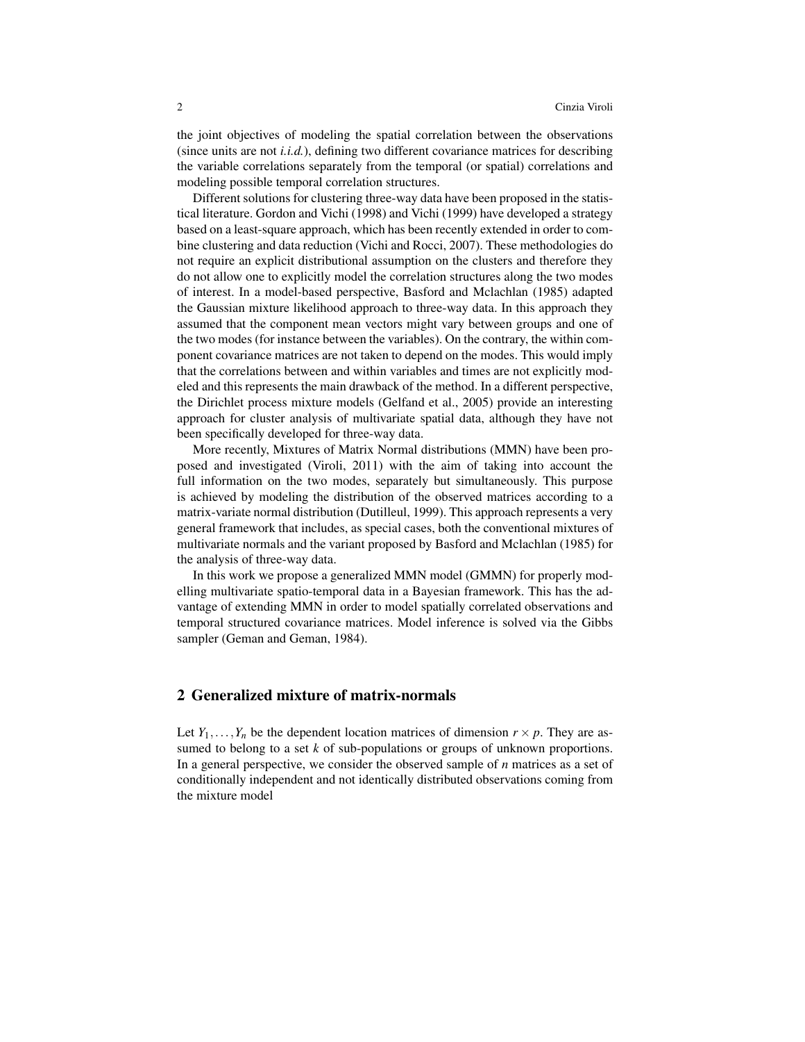the joint objectives of modeling the spatial correlation between the observations (since units are not *i.i.d.*), defining two different covariance matrices for describing the variable correlations separately from the temporal (or spatial) correlations and modeling possible temporal correlation structures.

Different solutions for clustering three-way data have been proposed in the statistical literature. Gordon and Vichi (1998) and Vichi (1999) have developed a strategy based on a least-square approach, which has been recently extended in order to combine clustering and data reduction (Vichi and Rocci, 2007). These methodologies do not require an explicit distributional assumption on the clusters and therefore they do not allow one to explicitly model the correlation structures along the two modes of interest. In a model-based perspective, Basford and Mclachlan (1985) adapted the Gaussian mixture likelihood approach to three-way data. In this approach they assumed that the component mean vectors might vary between groups and one of the two modes (for instance between the variables). On the contrary, the within component covariance matrices are not taken to depend on the modes. This would imply that the correlations between and within variables and times are not explicitly modeled and this represents the main drawback of the method. In a different perspective, the Dirichlet process mixture models (Gelfand et al., 2005) provide an interesting approach for cluster analysis of multivariate spatial data, although they have not been specifically developed for three-way data.

More recently, Mixtures of Matrix Normal distributions (MMN) have been proposed and investigated (Viroli, 2011) with the aim of taking into account the full information on the two modes, separately but simultaneously. This purpose is achieved by modeling the distribution of the observed matrices according to a matrix-variate normal distribution (Dutilleul, 1999). This approach represents a very general framework that includes, as special cases, both the conventional mixtures of multivariate normals and the variant proposed by Basford and Mclachlan (1985) for the analysis of three-way data.

In this work we propose a generalized MMN model (GMMN) for properly modelling multivariate spatio-temporal data in a Bayesian framework. This has the advantage of extending MMN in order to model spatially correlated observations and temporal structured covariance matrices. Model inference is solved via the Gibbs sampler (Geman and Geman, 1984).

## 2 Generalized mixture of matrix-normals

Let $Y_1, \ldots, Y_n$ be the dependent location matrices of dimension $r \times p$. They are assumed to belong to a set $k$ of sub-populations or groups of unknown proportions. In a general perspective, we consider the observed sample of $n$ matrices as a set of conditionally independent and not identically distributed observations coming from the mixture model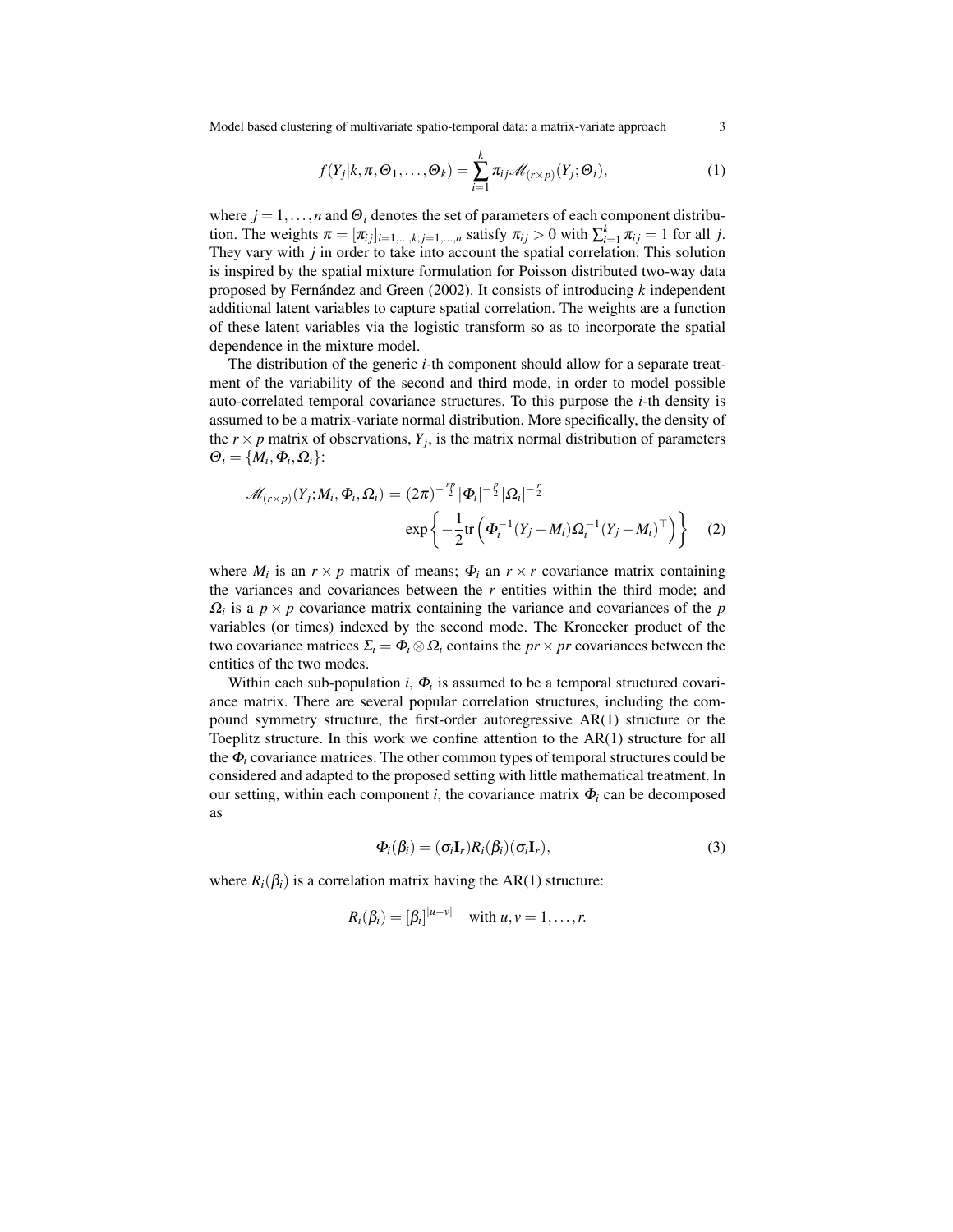$$f(Y_j|k, \pi, \Theta_1, \dots, \Theta_k) = \sum_{i=1}^{k} \pi_{ij} \mathscr{M}_{(r\times p)}(Y_j; \Theta_i), \tag{1}$$

where $j = 1, \dots, n$ and $\Theta_i$ denotes the set of parameters of each component distribution. The weights $\pi = [\pi_{ij}]_{i=1,\dots,k; j=1,\dots,n}$ satisfy $\pi_{ij} > 0$ with $\sum_{i=1}^{k} \pi_{ij} = 1$ for all $j$. They vary with $j$ in order to take into account the spatial correlation. This solution is inspired by the spatial mixture formulation for Poisson distributed two-way data proposed by Fernández and Green (2002). It consists of introducing $k$ independent additional latent variables to capture spatial correlation. The weights are a function of these latent variables via the logistic transform so as to incorporate the spatial dependence in the mixture model.

The distribution of the generic $i$-th component should allow for a separate treatment of the variability of the second and third mode, in order to model possible auto-correlated temporal covariance structures. To this purpose the $i$-th density is assumed to be a matrix-variate normal distribution. More specifically, the density of the $r \times p$ matrix of observations, $Y_j$, is the matrix normal distribution of parameters $\Theta_i = \{M_i, \Phi_i, \Omega_i\}$:

$$\mathscr{M}_{(r\times p)}(Y_j; M_i, \Phi_i, \Omega_i) = (2\pi)^{-\frac{rp}{2}} |\Phi_i|^{-\frac{p}{2}} |\Omega_i|^{-\frac{r}{2}} \exp\left\{ -\frac{1}{2} \mathrm{tr}\left( \Phi_i^{-1} (Y_j - M_i) \Omega_i^{-1} (Y_j - M_i)^{\top} \right) \right\} \tag{2}$$

where $M_i$ is an $r \times p$ matrix of means; $\Phi_i$ an $r \times r$ covariance matrix containing the variances and covariances between the $r$ entities within the third mode; and $\Omega_i$ is a $p \times p$ covariance matrix containing the variance and covariances of the $p$ variables (or times) indexed by the second mode. The Kronecker product of the two covariance matrices $\Sigma_i = \Phi_i \otimes \Omega_i$ contains the $pr \times pr$ covariances between the entities of the two modes.

Within each sub-population $i$, $\Phi_i$ is assumed to be a temporal structured covariance matrix. There are several popular correlation structures, including the compound symmetry structure, the first-order autoregressive AR(1) structure or the Toeplitz structure. In this work we confine attention to the AR(1) structure for all the $\Phi_i$ covariance matrices. The other common types of temporal structures could be considered and adapted to the proposed setting with little mathematical treatment. In our setting, within each component $i$, the covariance matrix $\Phi_i$ can be decomposed as

$$\Phi_i(\beta_i) = (\sigma_i \mathbf{I}_r) R_i(\beta_i) (\sigma_i \mathbf{I}_r), \tag{3}$$

where $R_i(\beta_i)$ is a correlation matrix having the AR(1) structure:

$$R_i(\beta_i) = [\beta_i]^{|u-v|} \quad \text{with } u, v = 1, \dots, r.$$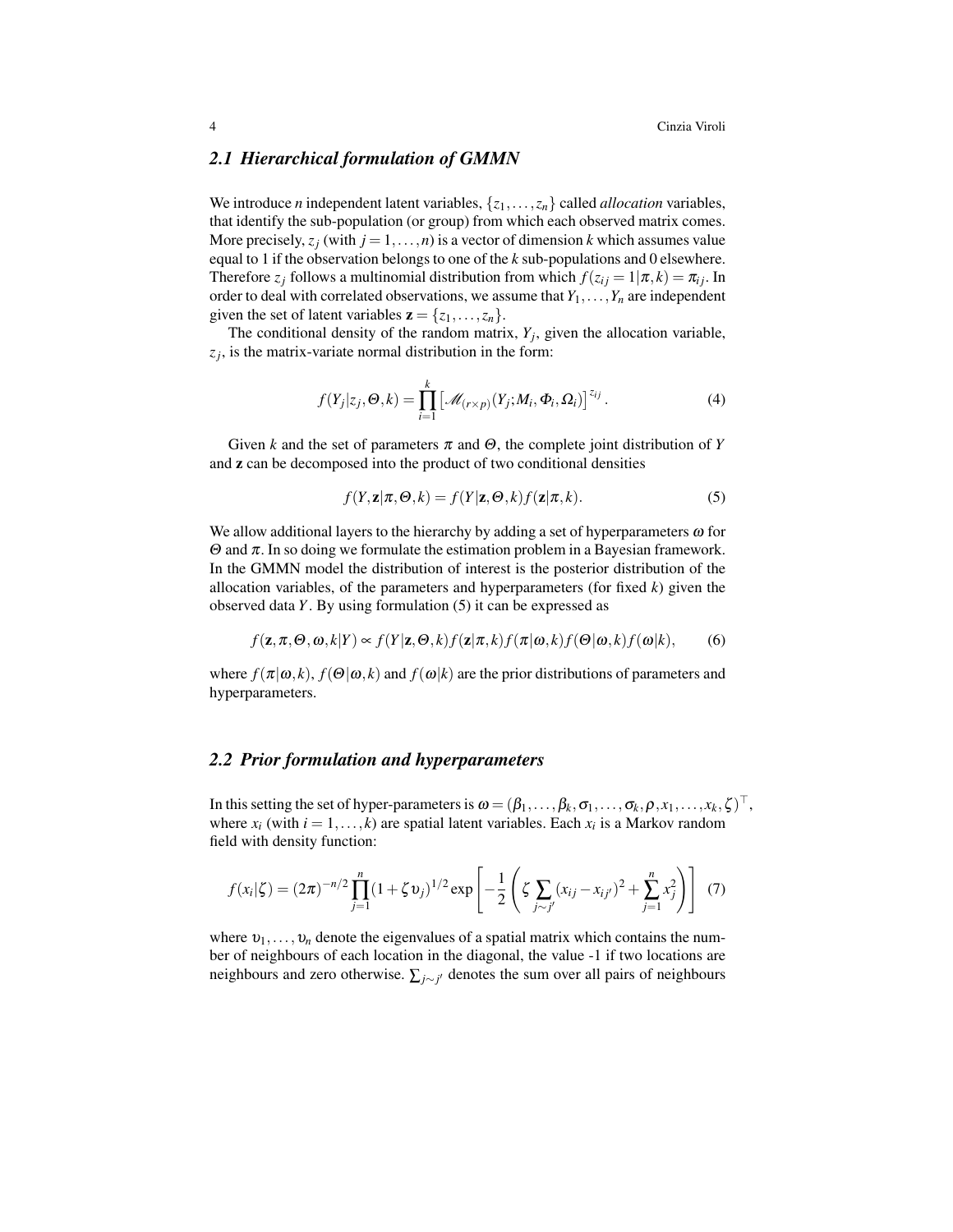## 2.1 Hierarchical formulation of GMMN

We introduce $n$ independent latent variables, $\{z_1, \ldots, z_n\}$ called *allocation* variables, that identify the sub-population (or group) from which each observed matrix comes. More precisely, $z_j$ (with $j = 1, \ldots, n$) is a vector of dimension $k$ which assumes value equal to 1 if the observation belongs to one of the $k$ sub-populations and 0 elsewhere. Therefore $z_j$ follows a multinomial distribution from which $f(z_{ij} = 1|\pi, k) = \pi_{ij}$. In order to deal with correlated observations, we assume that $Y_1, \ldots, Y_n$ are independent given the set of latent variables $\mathbf{z} = \{z_1, \ldots, z_n\}$.

The conditional density of the random matrix, $Y_j$, given the allocation variable, $z_j$, is the matrix-variate normal distribution in the form:

$$f(Y_j|z_j, \Theta, k) = \prod_{i=1}^{k} \left[\mathscr{M}_{(r\times p)}(Y_j; M_i, \Phi_i, \Omega_i)\right]^{z_{ij}}. \tag{4}$$

Given $k$ and the set of parameters $\pi$ and $\Theta$, the complete joint distribution of $Y$ and $\mathbf{z}$ can be decomposed into the product of two conditional densities

$$f(Y, \mathbf{z}|\pi, \Theta, k) = f(Y|\mathbf{z}, \Theta, k) f(\mathbf{z}|\pi, k). \tag{5}$$

We allow additional layers to the hierarchy by adding a set of hyperparameters $\omega$ for $\Theta$ and $\pi$. In so doing we formulate the estimation problem in a Bayesian framework. In the GMMN model the distribution of interest is the posterior distribution of the allocation variables, of the parameters and hyperparameters (for fixed $k$) given the observed data $Y$. By using formulation (5) it can be expressed as

$$f(\mathbf{z}, \pi, \Theta, \omega, k|Y) \propto f(Y|\mathbf{z}, \Theta, k) f(\mathbf{z}|\pi, k) f(\pi|\omega, k) f(\Theta|\omega, k) f(\omega|k), \tag{6}$$

where $f(\pi|\omega, k)$, $f(\Theta|\omega, k)$ and $f(\omega|k)$ are the prior distributions of parameters and hyperparameters.

## 2.2 Prior formulation and hyperparameters

In this setting the set of hyper-parameters is $\omega = (\beta_1, \ldots, \beta_k, \sigma_1, \ldots, \sigma_k, \rho, x_1, \ldots, x_k, \zeta)^\top$, where $x_i$ (with $i = 1, \ldots, k$) are spatial latent variables. Each $x_i$ is a Markov random field with density function:

$$f(x_i|\zeta) = (2\pi)^{-n/2} \prod_{j=1}^{n} (1 + \zeta \upsilon_j)^{1/2} \exp\left[-\frac{1}{2}\left(\zeta \sum_{j\sim j'} (x_{ij} - x_{ij'})^2 + \sum_{j=1}^{n} x_j^2\right)\right] \tag{7}$$

where $\upsilon_1, \ldots, \upsilon_n$ denote the eigenvalues of a spatial matrix which contains the number of neighbours of each location in the diagonal, the value -1 if two locations are neighbours and zero otherwise. $\sum_{j\sim j'}$ denotes the sum over all pairs of neighbours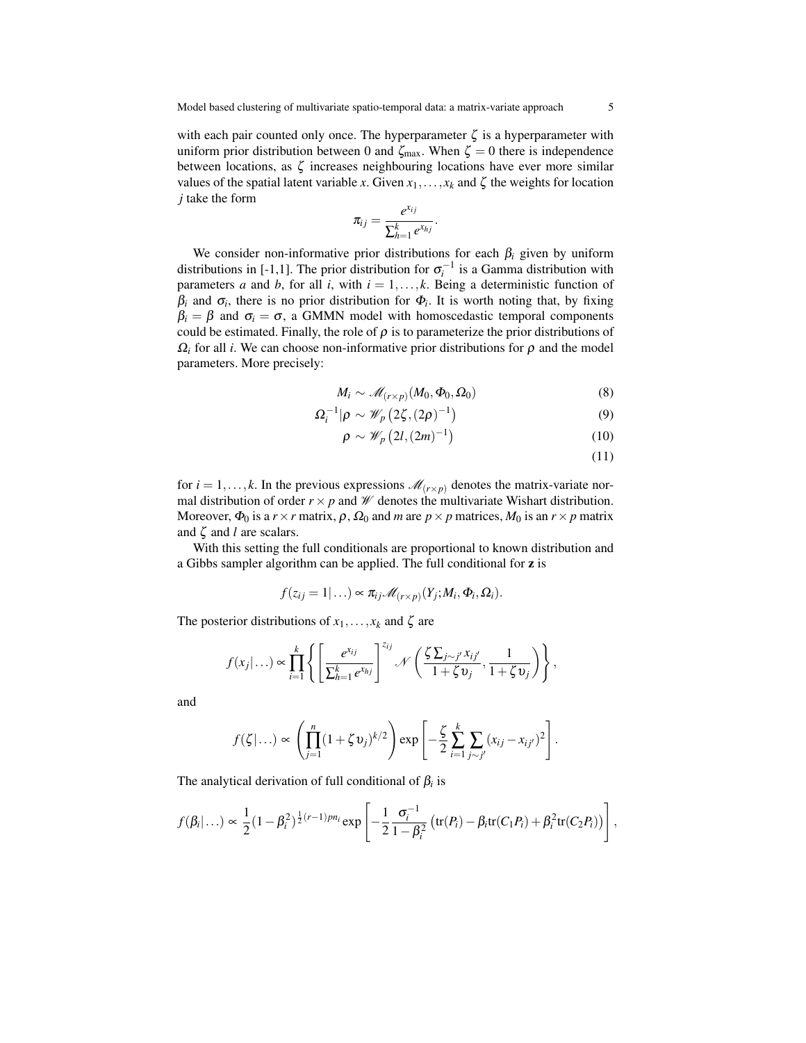with each pair counted only once. The hyperparameter $\zeta$ is a hyperparameter with uniform prior distribution between 0 and $\zeta_{\max}$. When $\zeta = 0$ there is independence between locations, as $\zeta$ increases neighbouring locations have ever more similar values of the spatial latent variable $x$. Given $x_1, \ldots, x_k$ and $\zeta$ the weights for location $j$ take the form

$$\pi_{ij} = \frac{e^{x_{ij}}}{\sum_{h=1}^{k} e^{x_{hj}}}.$$

We consider non-informative prior distributions for each $\beta_i$ given by uniform distributions in [-1,1]. The prior distribution for $\sigma_i^{-1}$ is a Gamma distribution with parameters $a$ and $b$, for all $i$, with $i = 1, \ldots, k$. Being a deterministic function of $\beta_i$ and $\sigma_i$, there is no prior distribution for $\Phi_i$. It is worth noting that, by fixing $\beta_i = \beta$ and $\sigma_i = \sigma$, a GMMN model with homoscedastic temporal components could be estimated. Finally, the role of $\rho$ is to parameterize the prior distributions of $\Omega_i$ for all $i$. We can choose non-informative prior distributions for $\rho$ and the model parameters. More precisely:

$$M_i \sim \mathscr{M}_{(r \times p)}(M_0, \Phi_0, \Omega_0) \tag{8}$$

$$\Omega_i^{-1} | \rho \sim \mathscr{W}_p\left(2\zeta, (2\rho)^{-1}\right) \tag{9}$$

$$\rho \sim \mathscr{W}_p\left(2l, (2m)^{-1}\right) \tag{10}$$

$$\tag{11}$$

for $i = 1, \ldots, k$. In the previous expressions $\mathscr{M}_{(r \times p)}$ denotes the matrix-variate normal distribution of order $r \times p$ and $\mathscr{W}$ denotes the multivariate Wishart distribution. Moreover, $\Phi_0$ is a $r \times r$ matrix, $\rho$, $\Omega_0$ and $m$ are $p \times p$ matrices, $M_0$ is an $r \times p$ matrix and $\zeta$ and $l$ are scalars.

With this setting the full conditionals are proportional to known distribution and a Gibbs sampler algorithm can be applied. The full conditional for $\mathbf{z}$ is

$$f(z_{ij} = 1 | \ldots) \propto \pi_{ij} \mathscr{M}_{(r \times p)}(Y_j; M_i, \Phi_i, \Omega_i).$$

The posterior distributions of $x_1, \ldots, x_k$ and $\zeta$ are

$$f(x_j | \ldots) \propto \prod_{i=1}^{k} \left\{ \left[ \frac{e^{x_{ij}}}{\sum_{h=1}^{k} e^{x_{hj}}} \right]^{z_{ij}} \mathscr{N}\left( \frac{\zeta \sum_{j \sim j'} x_{ij'}}{1 + \zeta \upsilon_j}, \frac{1}{1 + \zeta \upsilon_j} \right) \right\},$$

and

$$f(\zeta | \ldots) \propto \left( \prod_{j=1}^{n} (1 + \zeta \upsilon_j)^{k/2} \right) \exp\left[ -\frac{\zeta}{2} \sum_{i=1}^{k} \sum_{j \sim j'} (x_{ij} - x_{ij'})^2 \right].$$

The analytical derivation of full conditional of $\beta_i$ is

$$f(\beta_i | \ldots) \propto \frac{1}{2} (1 - \beta_i^2)^{\frac{1}{2}(r-1)pn_i} \exp\left[ -\frac{1}{2} \frac{\sigma_i^{-1}}{1 - \beta_i^2} \left( \mathrm{tr}(P_i) - \beta_i \mathrm{tr}(C_1 P_i) + \beta_i^2 \mathrm{tr}(C_2 P_i) \right) \right],$$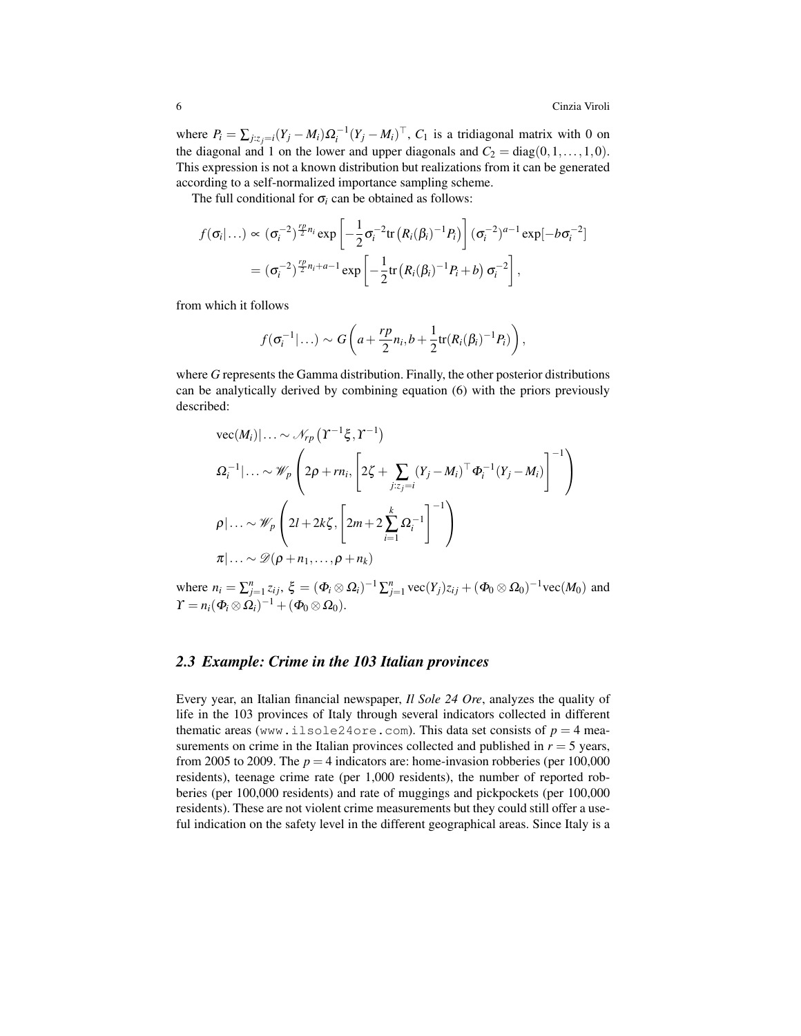where $P_i = \sum_{j:z_j=i}(Y_j - M_i)\Omega_i^{-1}(Y_j - M_i)^\top$, $C_1$ is a tridiagonal matrix with 0 on the diagonal and 1 on the lower and upper diagonals and $C_2 = \mathrm{diag}(0, 1, \ldots, 1, 0)$. This expression is not a known distribution but realizations from it can be generated according to a self-normalized importance sampling scheme.

The full conditional for $\sigma_i$ can be obtained as follows:

$$
\begin{aligned}
f(\sigma_i|\ldots) &\propto (\sigma_i^{-2})^{\frac{rp}{2}n_i} \exp\left[-\frac{1}{2}\sigma_i^{-2}\mathrm{tr}\left(R_i(\beta_i)^{-1}P_i\right)\right](\sigma_i^{-2})^{a-1}\exp[-b\sigma_i^{-2}] \\
&= (\sigma_i^{-2})^{\frac{rp}{2}n_i+a-1}\exp\left[-\frac{1}{2}\mathrm{tr}\left(R_i(\beta_i)^{-1}P_i + b\right)\sigma_i^{-2}\right],
\end{aligned}
$$

from which it follows

$$
f(\sigma_i^{-1}|\ldots) \sim G\left(a + \frac{rp}{2}n_i, b + \frac{1}{2}\mathrm{tr}(R_i(\beta_i)^{-1}P_i)\right),
$$

where $G$ represents the Gamma distribution. Finally, the other posterior distributions can be analytically derived by combining equation (6) with the priors previously described:

$$
\begin{aligned}
&\mathrm{vec}(M_i)|\ldots \sim \mathcal{N}_{rp}\left(\Upsilon^{-1}\xi, \Upsilon^{-1}\right) \\
&\Omega_i^{-1}|\ldots \sim \mathcal{W}_p\left(2\rho + rn_i, \left[2\zeta + \sum_{j:z_j=i}(Y_j - M_i)^\top \Phi_i^{-1}(Y_j - M_i)\right]^{-1}\right) \\
&\rho|\ldots \sim \mathcal{W}_p\left(2l + 2k\zeta, \left[2m + 2\sum_{i=1}^{k}\Omega_i^{-1}\right]^{-1}\right) \\
&\pi|\ldots \sim \mathcal{D}(\rho + n_1, \ldots, \rho + n_k)
\end{aligned}
$$

where $n_i = \sum_{j=1}^n z_{ij}$, $\xi = (\Phi_i \otimes \Omega_i)^{-1}\sum_{j=1}^n \mathrm{vec}(Y_j)z_{ij} + (\Phi_0 \otimes \Omega_0)^{-1}\mathrm{vec}(M_0)$ and $\Upsilon = n_i(\Phi_i \otimes \Omega_i)^{-1} + (\Phi_0 \otimes \Omega_0)$.

### *2.3 Example: Crime in the 103 Italian provinces*

Every year, an Italian financial newspaper, *Il Sole 24 Ore*, analyzes the quality of life in the 103 provinces of Italy through several indicators collected in different thematic areas (www.ilsole24ore.com). This data set consists of $p = 4$ measurements on crime in the Italian provinces collected and published in $r = 5$ years, from 2005 to 2009. The $p = 4$ indicators are: home-invasion robberies (per 100,000 residents), teenage crime rate (per 1,000 residents), the number of reported robberies (per 100,000 residents) and rate of muggings and pickpockets (per 100,000 residents). These are not violent crime measurements but they could still offer a useful indication on the safety level in the different geographical areas. Since Italy is a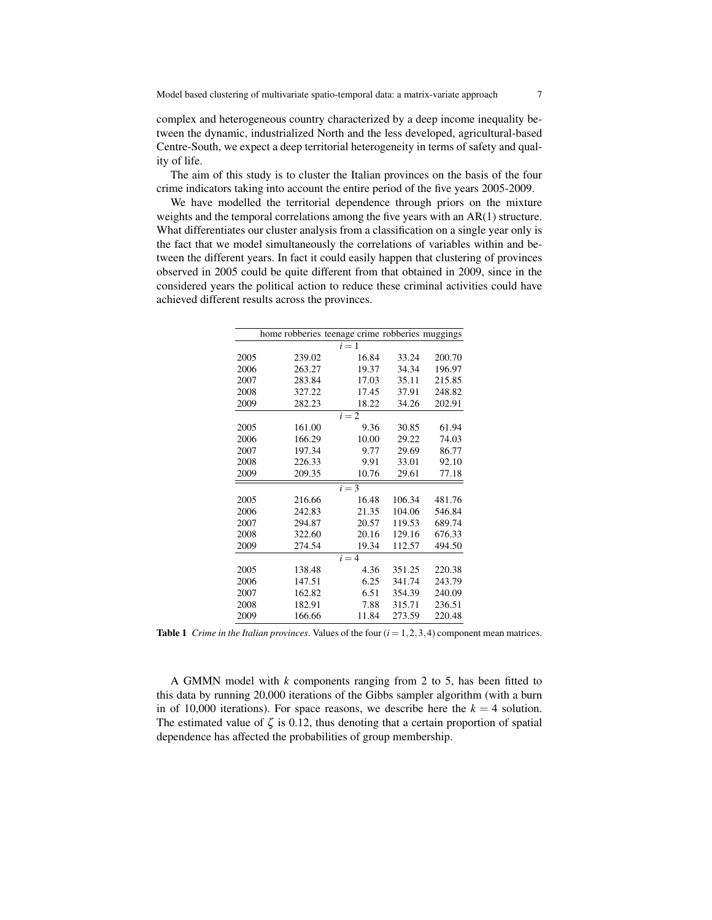complex and heterogeneous country characterized by a deep income inequality between the dynamic, industrialized North and the less developed, agricultural-based Centre-South, we expect a deep territorial heterogeneity in terms of safety and quality of life.

The aim of this study is to cluster the Italian provinces on the basis of the four crime indicators taking into account the entire period of the five years 2005-2009.

We have modelled the territorial dependence through priors on the mixture weights and the temporal correlations among the five years with an AR(1) structure. What differentiates our cluster analysis from a classification on a single year only is the fact that we model simultaneously the correlations of variables within and between the different years. In fact it could easily happen that clustering of provinces observed in 2005 could be quite different from that obtained in 2009, since in the considered years the political action to reduce these criminal activities could have achieved different results across the provinces.

| | home robberies | teenage crime | robberies | muggings |
|---|---|---|---|---|
| | | $i = 1$ | | |
| 2005 | 239.02 | 16.84 | 33.24 | 200.70 |
| 2006 | 263.27 | 19.37 | 34.34 | 196.97 |
| 2007 | 283.84 | 17.03 | 35.11 | 215.85 |
| 2008 | 327.22 | 17.45 | 37.91 | 248.82 |
| 2009 | 282.23 | 18.22 | 34.26 | 202.91 |
| | | $i = 2$ | | |
| 2005 | 161.00 | 9.36 | 30.85 | 61.94 |
| 2006 | 166.29 | 10.00 | 29.22 | 74.03 |
| 2007 | 197.34 | 9.77 | 29.69 | 86.77 |
| 2008 | 226.33 | 9.91 | 33.01 | 92.10 |
| 2009 | 209.35 | 10.76 | 29.61 | 77.18 |
| | | $i = 3$ | | |
| 2005 | 216.66 | 16.48 | 106.34 | 481.76 |
| 2006 | 242.83 | 21.35 | 104.06 | 546.84 |
| 2007 | 294.87 | 20.57 | 119.53 | 689.74 |
| 2008 | 322.60 | 20.16 | 129.16 | 676.33 |
| 2009 | 274.54 | 19.34 | 112.57 | 494.50 |
| | | $i = 4$ | | |
| 2005 | 138.48 | 4.36 | 351.25 | 220.38 |
| 2006 | 147.51 | 6.25 | 341.74 | 243.79 |
| 2007 | 162.82 | 6.51 | 354.39 | 240.09 |
| 2008 | 182.91 | 7.88 | 315.71 | 236.51 |
| 2009 | 166.66 | 11.84 | 273.59 | 220.48 |

**Table 1** *Crime in the Italian provinces*. Values of the four ($i = 1, 2, 3, 4$) component mean matrices.

A GMMN model with $k$ components ranging from 2 to 5, has been fitted to this data by running 20,000 iterations of the Gibbs sampler algorithm (with a burn in of 10,000 iterations). For space reasons, we describe here the $k = 4$ solution. The estimated value of $\zeta$ is 0.12, thus denoting that a certain proportion of spatial dependence has affected the probabilities of group membership.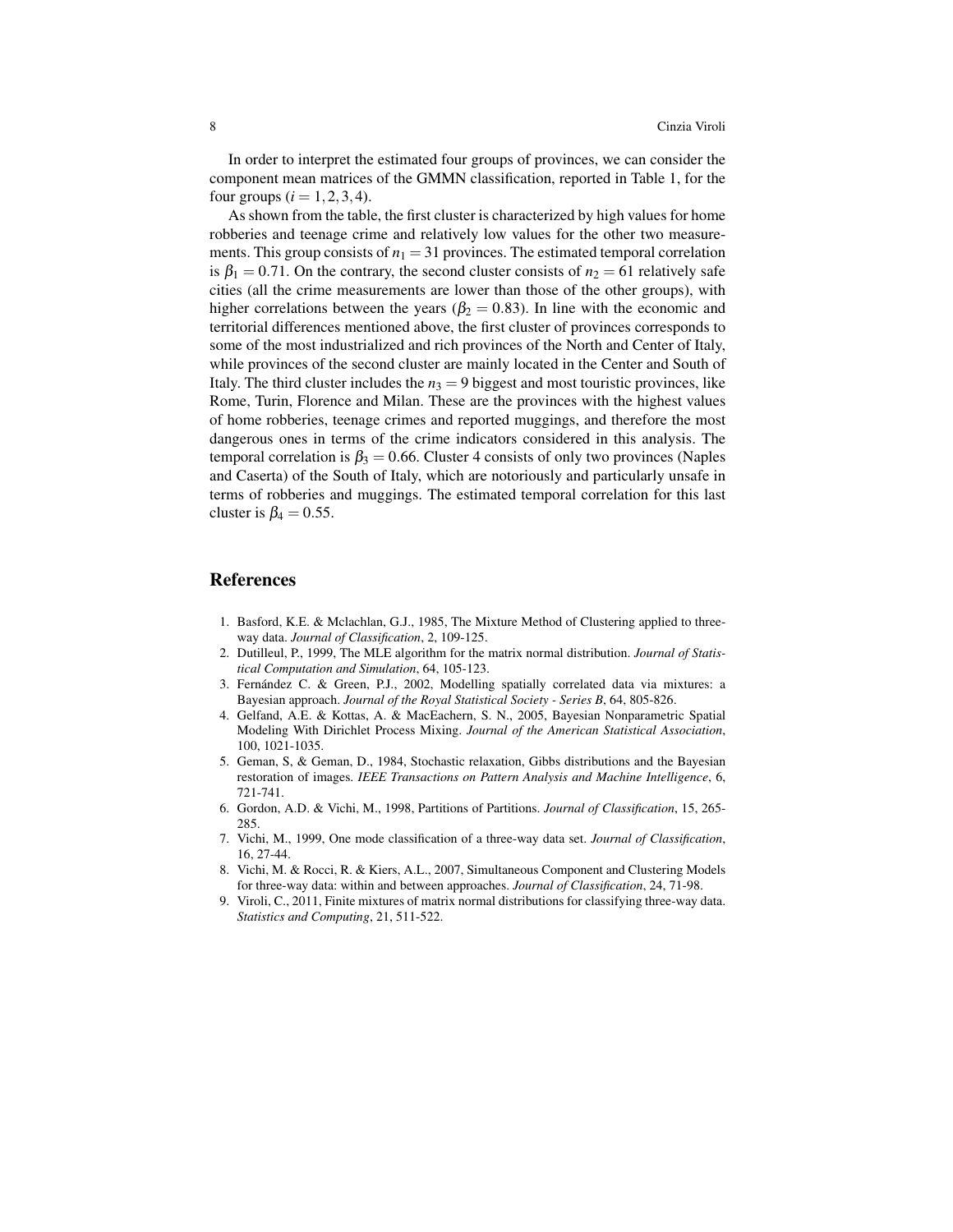In order to interpret the estimated four groups of provinces, we can consider the component mean matrices of the GMMN classification, reported in Table 1, for the four groups ($i = 1, 2, 3, 4$).

As shown from the table, the first cluster is characterized by high values for home robberies and teenage crime and relatively low values for the other two measurements. This group consists of $n_1 = 31$ provinces. The estimated temporal correlation is $\beta_1 = 0.71$. On the contrary, the second cluster consists of $n_2 = 61$ relatively safe cities (all the crime measurements are lower than those of the other groups), with higher correlations between the years ($\beta_2 = 0.83$). In line with the economic and territorial differences mentioned above, the first cluster of provinces corresponds to some of the most industrialized and rich provinces of the North and Center of Italy, while provinces of the second cluster are mainly located in the Center and South of Italy. The third cluster includes the $n_3 = 9$ biggest and most touristic provinces, like Rome, Turin, Florence and Milan. These are the provinces with the highest values of home robberies, teenage crimes and reported muggings, and therefore the most dangerous ones in terms of the crime indicators considered in this analysis. The temporal correlation is $\beta_3 = 0.66$. Cluster 4 consists of only two provinces (Naples and Caserta) of the South of Italy, which are notoriously and particularly unsafe in terms of robberies and muggings. The estimated temporal correlation for this last cluster is $\beta_4 = 0.55$.

## References

1. Basford, K.E. & Mclachlan, G.J., 1985, The Mixture Method of Clustering applied to three-way data. *Journal of Classification*, 2, 109-125.
2. Dutilleul, P., 1999, The MLE algorithm for the matrix normal distribution. *Journal of Statistical Computation and Simulation*, 64, 105-123.
3. Fernández C. & Green, P.J., 2002, Modelling spatially correlated data via mixtures: a Bayesian approach. *Journal of the Royal Statistical Society - Series B*, 64, 805-826.
4. Gelfand, A.E. & Kottas, A. & MacEachern, S. N., 2005, Bayesian Nonparametric Spatial Modeling With Dirichlet Process Mixing. *Journal of the American Statistical Association*, 100, 1021-1035.
5. Geman, S, & Geman, D., 1984, Stochastic relaxation, Gibbs distributions and the Bayesian restoration of images. *IEEE Transactions on Pattern Analysis and Machine Intelligence*, 6, 721-741.
6. Gordon, A.D. & Vichi, M., 1998, Partitions of Partitions. *Journal of Classification*, 15, 265-285.
7. Vichi, M., 1999, One mode classification of a three-way data set. *Journal of Classification*, 16, 27-44.
8. Vichi, M. & Rocci, R. & Kiers, A.L., 2007, Simultaneous Component and Clustering Models for three-way data: within and between approaches. *Journal of Classification*, 24, 71-98.
9. Viroli, C., 2011, Finite mixtures of matrix normal distributions for classifying three-way data. *Statistics and Computing*, 21, 511-522.